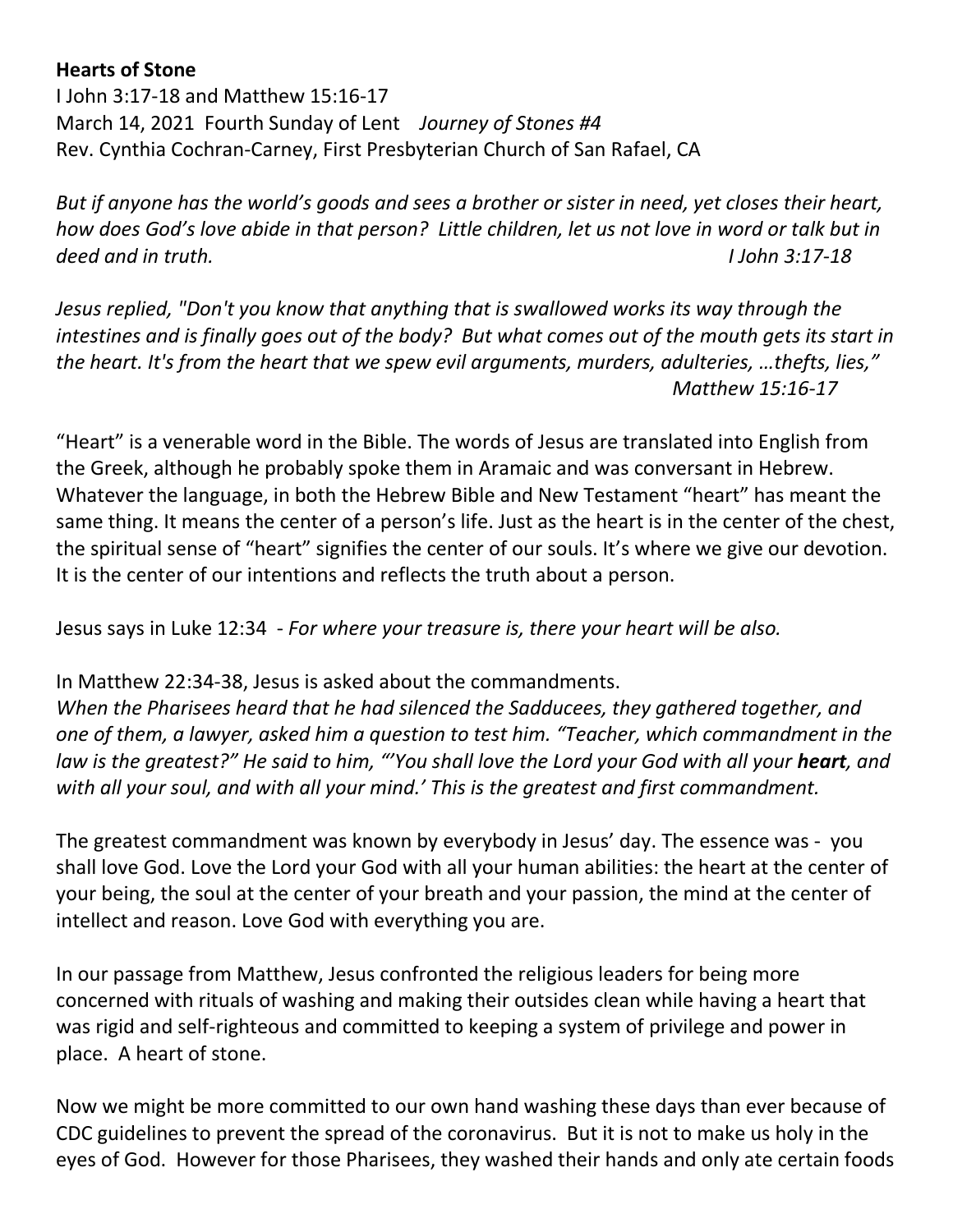**Hearts of Stone**

I John 3:17-18 and Matthew 15:16-17
March 14, 2021 Fourth Sunday of Lent *Journey of Stones #4*
Rev. Cynthia Cochran-Carney, First Presbyterian Church of San Rafael, CA

*But if anyone has the world's goods and sees a brother or sister in need, yet closes their heart, how does God's love abide in that person? Little children, let us not love in word or talk but in deed and in truth.* *I John 3:17-18*

*Jesus replied, "Don't you know that anything that is swallowed works its way through the intestines and is finally goes out of the body? But what comes out of the mouth gets its start in the heart. It's from the heart that we spew evil arguments, murders, adulteries, …thefts, lies,"* *Matthew 15:16-17*

"Heart" is a venerable word in the Bible. The words of Jesus are translated into English from the Greek, although he probably spoke them in Aramaic and was conversant in Hebrew. Whatever the language, in both the Hebrew Bible and New Testament "heart" has meant the same thing. It means the center of a person's life. Just as the heart is in the center of the chest, the spiritual sense of "heart" signifies the center of our souls. It's where we give our devotion. It is the center of our intentions and reflects the truth about a person.

Jesus says in Luke 12:34 - *For where your treasure is, there your heart will be also.*

In Matthew 22:34-38, Jesus is asked about the commandments.
*When the Pharisees heard that he had silenced the Sadducees, they gathered together, and one of them, a lawyer, asked him a question to test him. "Teacher, which commandment in the law is the greatest?" He said to him, "'You shall love the Lord your God with all your* ***heart****, and with all your soul, and with all your mind.' This is the greatest and first commandment.*

The greatest commandment was known by everybody in Jesus' day. The essence was - you shall love God. Love the Lord your God with all your human abilities: the heart at the center of your being, the soul at the center of your breath and your passion, the mind at the center of intellect and reason. Love God with everything you are.

In our passage from Matthew, Jesus confronted the religious leaders for being more concerned with rituals of washing and making their outsides clean while having a heart that was rigid and self-righteous and committed to keeping a system of privilege and power in place. A heart of stone.

Now we might be more committed to our own hand washing these days than ever because of CDC guidelines to prevent the spread of the coronavirus. But it is not to make us holy in the eyes of God. However for those Pharisees, they washed their hands and only ate certain foods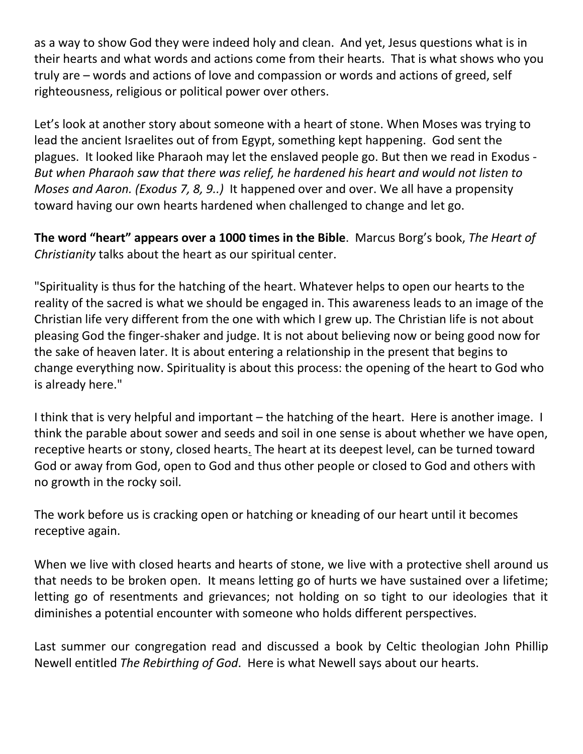as a way to show God they were indeed holy and clean. And yet, Jesus questions what is in their hearts and what words and actions come from their hearts. That is what shows who you truly are – words and actions of love and compassion or words and actions of greed, self righteousness, religious or political power over others.

Let's look at another story about someone with a heart of stone. When Moses was trying to lead the ancient Israelites out of from Egypt, something kept happening. God sent the plagues. It looked like Pharaoh may let the enslaved people go. But then we read in Exodus - *But when Pharaoh saw that there was relief, he hardened his heart and would not listen to Moses and Aaron. (Exodus 7, 8, 9..)* It happened over and over. We all have a propensity toward having our own hearts hardened when challenged to change and let go.

**The word "heart" appears over a 1000 times in the Bible**. Marcus Borg's book, *The Heart of Christianity* talks about the heart as our spiritual center.

"Spirituality is thus for the hatching of the heart. Whatever helps to open our hearts to the reality of the sacred is what we should be engaged in. This awareness leads to an image of the Christian life very different from the one with which I grew up. The Christian life is not about pleasing God the finger-shaker and judge. It is not about believing now or being good now for the sake of heaven later. It is about entering a relationship in the present that begins to change everything now. Spirituality is about this process: the opening of the heart to God who is already here."

I think that is very helpful and important – the hatching of the heart. Here is another image. I think the parable about sower and seeds and soil in one sense is about whether we have open, receptive hearts or stony, closed hearts. The heart at its deepest level, can be turned toward God or away from God, open to God and thus other people or closed to God and others with no growth in the rocky soil.

The work before us is cracking open or hatching or kneading of our heart until it becomes receptive again.

When we live with closed hearts and hearts of stone, we live with a protective shell around us that needs to be broken open. It means letting go of hurts we have sustained over a lifetime; letting go of resentments and grievances; not holding on so tight to our ideologies that it diminishes a potential encounter with someone who holds different perspectives.

Last summer our congregation read and discussed a book by Celtic theologian John Phillip Newell entitled *The Rebirthing of God*. Here is what Newell says about our hearts.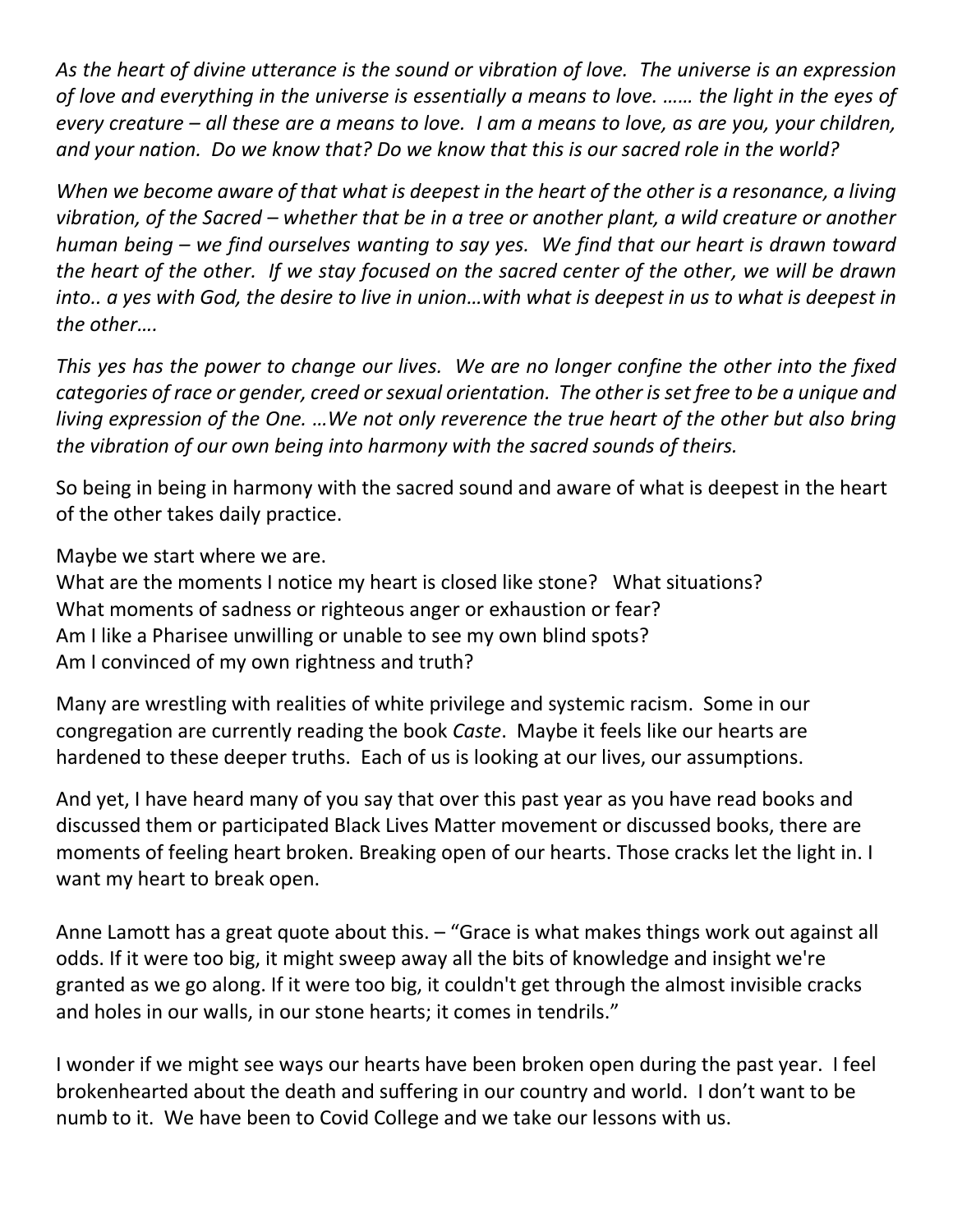*As the heart of divine utterance is the sound or vibration of love. The universe is an expression of love and everything in the universe is essentially a means to love. …… the light in the eyes of every creature – all these are a means to love. I am a means to love, as are you, your children, and your nation. Do we know that? Do we know that this is our sacred role in the world?*

*When we become aware of that what is deepest in the heart of the other is a resonance, a living vibration, of the Sacred – whether that be in a tree or another plant, a wild creature or another human being – we find ourselves wanting to say yes. We find that our heart is drawn toward the heart of the other. If we stay focused on the sacred center of the other, we will be drawn into.. a yes with God, the desire to live in union…with what is deepest in us to what is deepest in the other….*

*This yes has the power to change our lives. We are no longer confine the other into the fixed categories of race or gender, creed or sexual orientation. The other is set free to be a unique and living expression of the One. …We not only reverence the true heart of the other but also bring the vibration of our own being into harmony with the sacred sounds of theirs.*

So being in being in harmony with the sacred sound and aware of what is deepest in the heart of the other takes daily practice.

Maybe we start where we are.
What are the moments I notice my heart is closed like stone? What situations?
What moments of sadness or righteous anger or exhaustion or fear?
Am I like a Pharisee unwilling or unable to see my own blind spots?
Am I convinced of my own rightness and truth?

Many are wrestling with realities of white privilege and systemic racism. Some in our congregation are currently reading the book *Caste*. Maybe it feels like our hearts are hardened to these deeper truths. Each of us is looking at our lives, our assumptions.

And yet, I have heard many of you say that over this past year as you have read books and discussed them or participated Black Lives Matter movement or discussed books, there are moments of feeling heart broken. Breaking open of our hearts. Those cracks let the light in. I want my heart to break open.

Anne Lamott has a great quote about this. – "Grace is what makes things work out against all odds. If it were too big, it might sweep away all the bits of knowledge and insight we're granted as we go along. If it were too big, it couldn't get through the almost invisible cracks and holes in our walls, in our stone hearts; it comes in tendrils."

I wonder if we might see ways our hearts have been broken open during the past year. I feel brokenhearted about the death and suffering in our country and world. I don't want to be numb to it. We have been to Covid College and we take our lessons with us.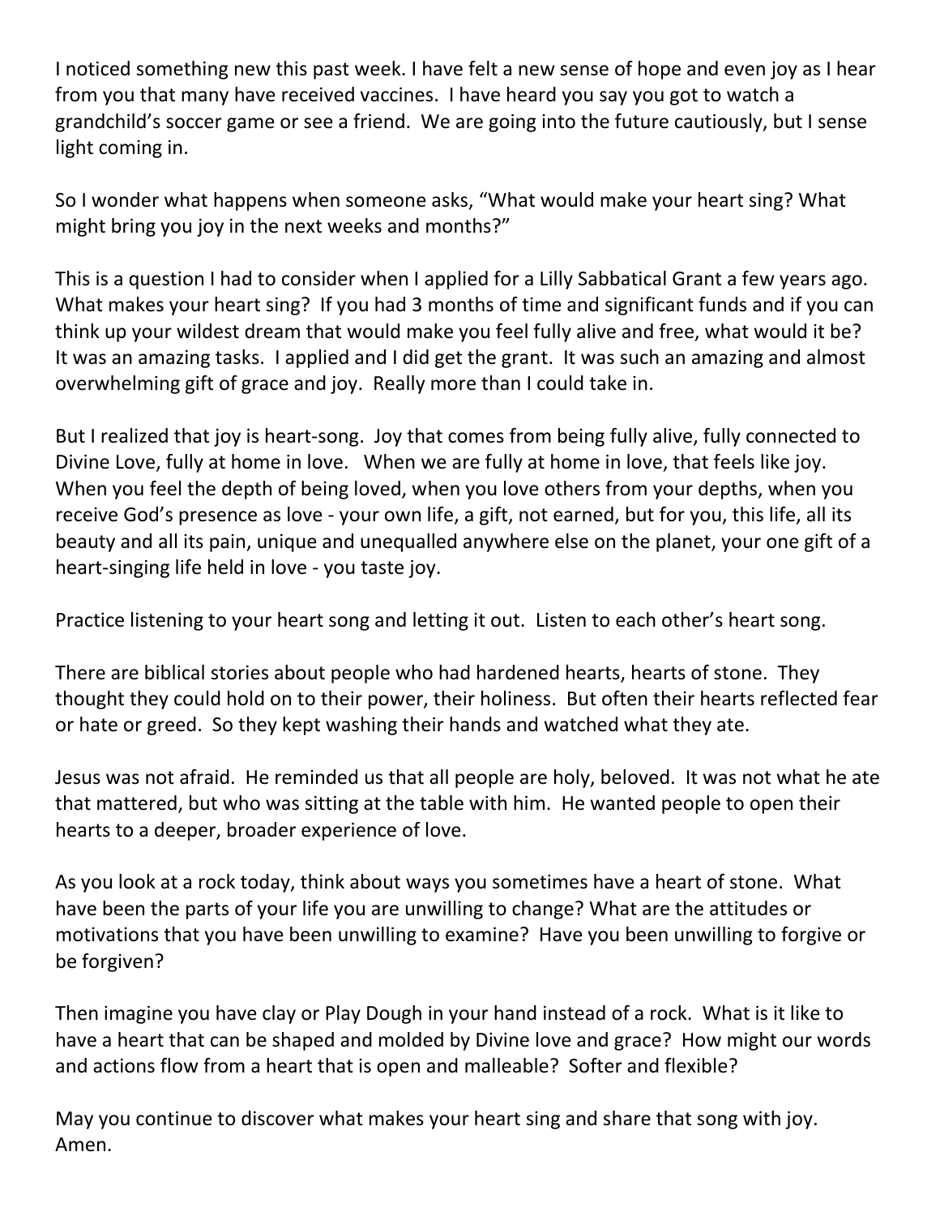I noticed something new this past week. I have felt a new sense of hope and even joy as I hear from you that many have received vaccines. I have heard you say you got to watch a grandchild's soccer game or see a friend. We are going into the future cautiously, but I sense light coming in.

So I wonder what happens when someone asks, "What would make your heart sing? What might bring you joy in the next weeks and months?"

This is a question I had to consider when I applied for a Lilly Sabbatical Grant a few years ago. What makes your heart sing? If you had 3 months of time and significant funds and if you can think up your wildest dream that would make you feel fully alive and free, what would it be? It was an amazing tasks. I applied and I did get the grant. It was such an amazing and almost overwhelming gift of grace and joy. Really more than I could take in.

But I realized that joy is heart-song. Joy that comes from being fully alive, fully connected to Divine Love, fully at home in love. When we are fully at home in love, that feels like joy. When you feel the depth of being loved, when you love others from your depths, when you receive God's presence as love - your own life, a gift, not earned, but for you, this life, all its beauty and all its pain, unique and unequalled anywhere else on the planet, your one gift of a heart-singing life held in love - you taste joy.

Practice listening to your heart song and letting it out. Listen to each other's heart song.

There are biblical stories about people who had hardened hearts, hearts of stone. They thought they could hold on to their power, their holiness. But often their hearts reflected fear or hate or greed. So they kept washing their hands and watched what they ate.

Jesus was not afraid. He reminded us that all people are holy, beloved. It was not what he ate that mattered, but who was sitting at the table with him. He wanted people to open their hearts to a deeper, broader experience of love.

As you look at a rock today, think about ways you sometimes have a heart of stone. What have been the parts of your life you are unwilling to change? What are the attitudes or motivations that you have been unwilling to examine? Have you been unwilling to forgive or be forgiven?

Then imagine you have clay or Play Dough in your hand instead of a rock. What is it like to have a heart that can be shaped and molded by Divine love and grace? How might our words and actions flow from a heart that is open and malleable? Softer and flexible?

May you continue to discover what makes your heart sing and share that song with joy. Amen.